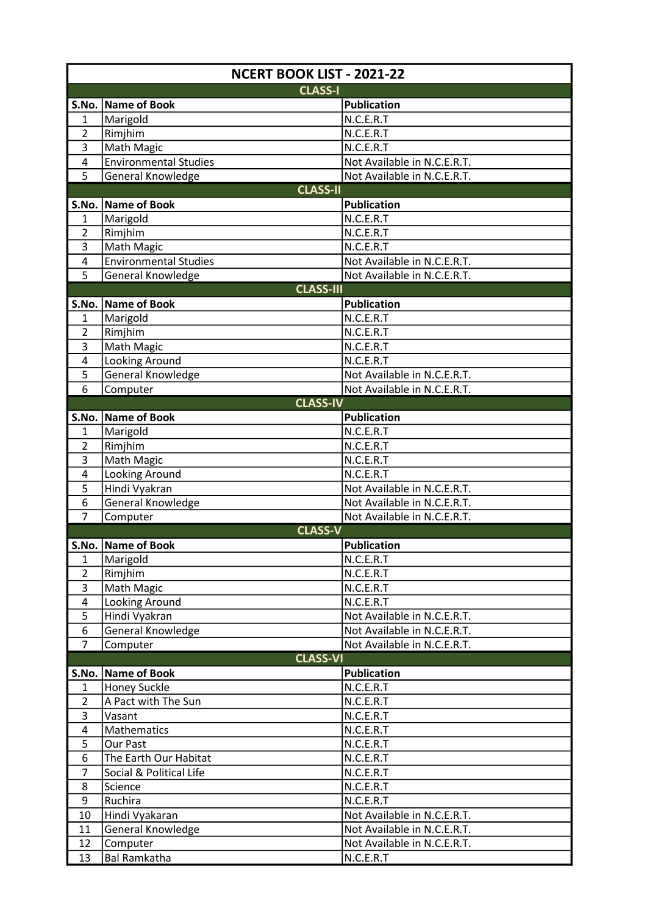# NCERT BOOK LIST - 2021-22

## CLASS-I

| S.No. | Name of Book | Publication |
|---|---|---|
| 1 | Marigold | N.C.E.R.T |
| 2 | Rimjhim | N.C.E.R.T |
| 3 | Math Magic | N.C.E.R.T |
| 4 | Environmental Studies | Not Available in N.C.E.R.T. |
| 5 | General Knowledge | Not Available in N.C.E.R.T. |

## CLASS-II

| S.No. | Name of Book | Publication |
|---|---|---|
| 1 | Marigold | N.C.E.R.T |
| 2 | Rimjhim | N.C.E.R.T |
| 3 | Math Magic | N.C.E.R.T |
| 4 | Environmental Studies | Not Available in N.C.E.R.T. |
| 5 | General Knowledge | Not Available in N.C.E.R.T. |

## CLASS-III

| S.No. | Name of Book | Publication |
|---|---|---|
| 1 | Marigold | N.C.E.R.T |
| 2 | Rimjhim | N.C.E.R.T |
| 3 | Math Magic | N.C.E.R.T |
| 4 | Looking Around | N.C.E.R.T |
| 5 | General Knowledge | Not Available in N.C.E.R.T. |
| 6 | Computer | Not Available in N.C.E.R.T. |

## CLASS-IV

| S.No. | Name of Book | Publication |
|---|---|---|
| 1 | Marigold | N.C.E.R.T |
| 2 | Rimjhim | N.C.E.R.T |
| 3 | Math Magic | N.C.E.R.T |
| 4 | Looking Around | N.C.E.R.T |
| 5 | Hindi Vyakran | Not Available in N.C.E.R.T. |
| 6 | General Knowledge | Not Available in N.C.E.R.T. |
| 7 | Computer | Not Available in N.C.E.R.T. |

## CLASS-V

| S.No. | Name of Book | Publication |
|---|---|---|
| 1 | Marigold | N.C.E.R.T |
| 2 | Rimjhim | N.C.E.R.T |
| 3 | Math Magic | N.C.E.R.T |
| 4 | Looking Around | N.C.E.R.T |
| 5 | Hindi Vyakran | Not Available in N.C.E.R.T. |
| 6 | General Knowledge | Not Available in N.C.E.R.T. |
| 7 | Computer | Not Available in N.C.E.R.T. |

## CLASS-VI

| S.No. | Name of Book | Publication |
|---|---|---|
| 1 | Honey Suckle | N.C.E.R.T |
| 2 | A Pact with The Sun | N.C.E.R.T |
| 3 | Vasant | N.C.E.R.T |
| 4 | Mathematics | N.C.E.R.T |
| 5 | Our Past | N.C.E.R.T |
| 6 | The Earth Our Habitat | N.C.E.R.T |
| 7 | Social & Political Life | N.C.E.R.T |
| 8 | Science | N.C.E.R.T |
| 9 | Ruchira | N.C.E.R.T |
| 10 | Hindi Vyakaran | Not Available in N.C.E.R.T. |
| 11 | General Knowledge | Not Available in N.C.E.R.T. |
| 12 | Computer | Not Available in N.C.E.R.T. |
| 13 | Bal Ramkatha | N.C.E.R.T |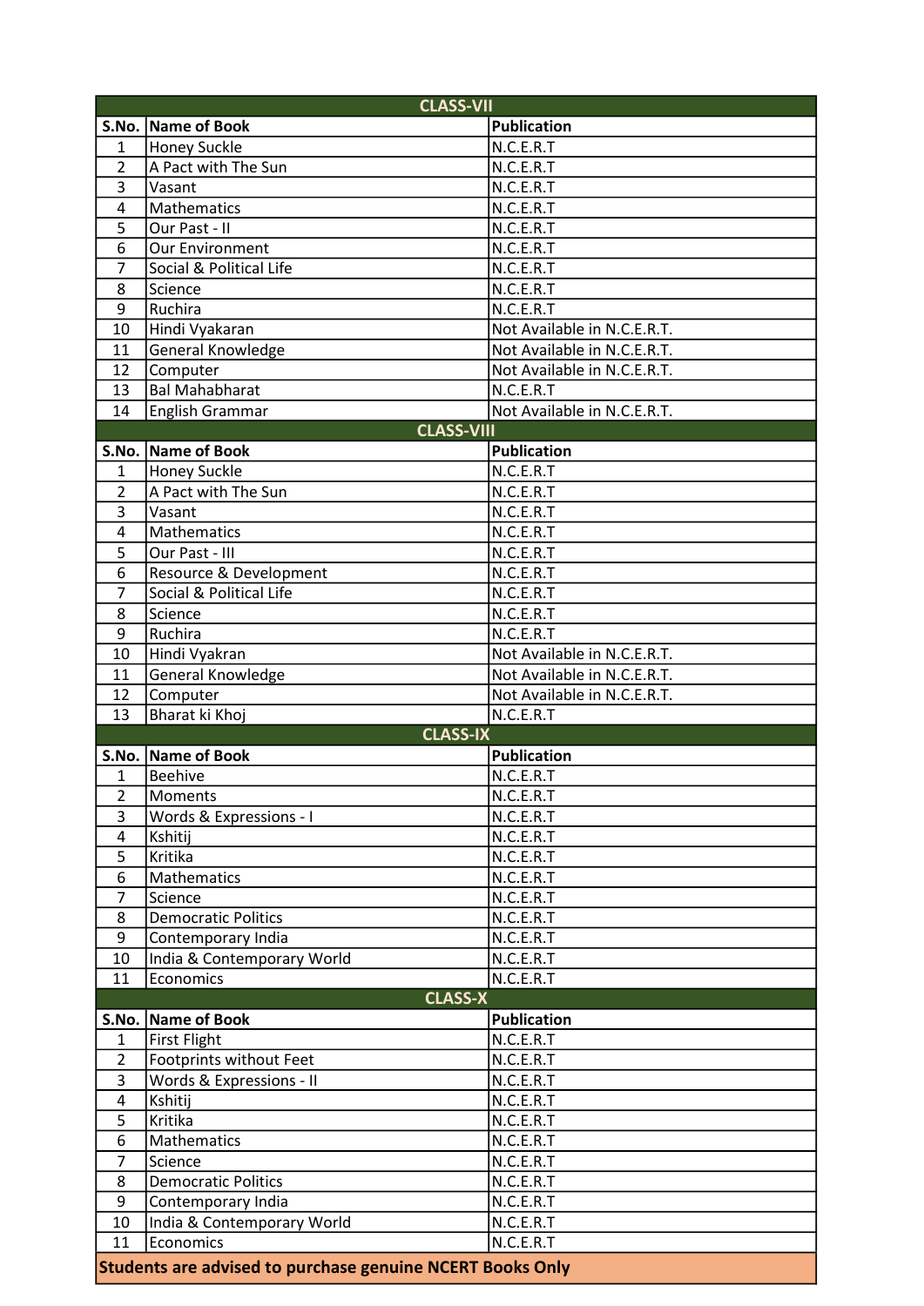| CLASS-VII | | |
|---|---|---|
| **S.No.** | **Name of Book** | **Publication** |
| 1 | Honey Suckle | N.C.E.R.T |
| 2 | A Pact with The Sun | N.C.E.R.T |
| 3 | Vasant | N.C.E.R.T |
| 4 | Mathematics | N.C.E.R.T |
| 5 | Our Past - II | N.C.E.R.T |
| 6 | Our Environment | N.C.E.R.T |
| 7 | Social & Political Life | N.C.E.R.T |
| 8 | Science | N.C.E.R.T |
| 9 | Ruchira | N.C.E.R.T |
| 10 | Hindi Vyakaran | Not Available in N.C.E.R.T. |
| 11 | General Knowledge | Not Available in N.C.E.R.T. |
| 12 | Computer | Not Available in N.C.E.R.T. |
| 13 | Bal Mahabharat | N.C.E.R.T |
| 14 | English Grammar | Not Available in N.C.E.R.T. |

| CLASS-VIII | | |
|---|---|---|
| **S.No.** | **Name of Book** | **Publication** |
| 1 | Honey Suckle | N.C.E.R.T |
| 2 | A Pact with The Sun | N.C.E.R.T |
| 3 | Vasant | N.C.E.R.T |
| 4 | Mathematics | N.C.E.R.T |
| 5 | Our Past - III | N.C.E.R.T |
| 6 | Resource & Development | N.C.E.R.T |
| 7 | Social & Political Life | N.C.E.R.T |
| 8 | Science | N.C.E.R.T |
| 9 | Ruchira | N.C.E.R.T |
| 10 | Hindi Vyakran | Not Available in N.C.E.R.T. |
| 11 | General Knowledge | Not Available in N.C.E.R.T. |
| 12 | Computer | Not Available in N.C.E.R.T. |
| 13 | Bharat ki Khoj | N.C.E.R.T |

| CLASS-IX | | |
|---|---|---|
| **S.No.** | **Name of Book** | **Publication** |
| 1 | Beehive | N.C.E.R.T |
| 2 | Moments | N.C.E.R.T |
| 3 | Words & Expressions - I | N.C.E.R.T |
| 4 | Kshitij | N.C.E.R.T |
| 5 | Kritika | N.C.E.R.T |
| 6 | Mathematics | N.C.E.R.T |
| 7 | Science | N.C.E.R.T |
| 8 | Democratic Politics | N.C.E.R.T |
| 9 | Contemporary India | N.C.E.R.T |
| 10 | India & Contemporary World | N.C.E.R.T |
| 11 | Economics | N.C.E.R.T |

| CLASS-X | | |
|---|---|---|
| **S.No.** | **Name of Book** | **Publication** |
| 1 | First Flight | N.C.E.R.T |
| 2 | Footprints without Feet | N.C.E.R.T |
| 3 | Words & Expressions - II | N.C.E.R.T |
| 4 | Kshitij | N.C.E.R.T |
| 5 | Kritika | N.C.E.R.T |
| 6 | Mathematics | N.C.E.R.T |
| 7 | Science | N.C.E.R.T |
| 8 | Democratic Politics | N.C.E.R.T |
| 9 | Contemporary India | N.C.E.R.T |
| 10 | India & Contemporary World | N.C.E.R.T |
| 11 | Economics | N.C.E.R.T |

**Students are advised to purchase genuine NCERT Books Only**